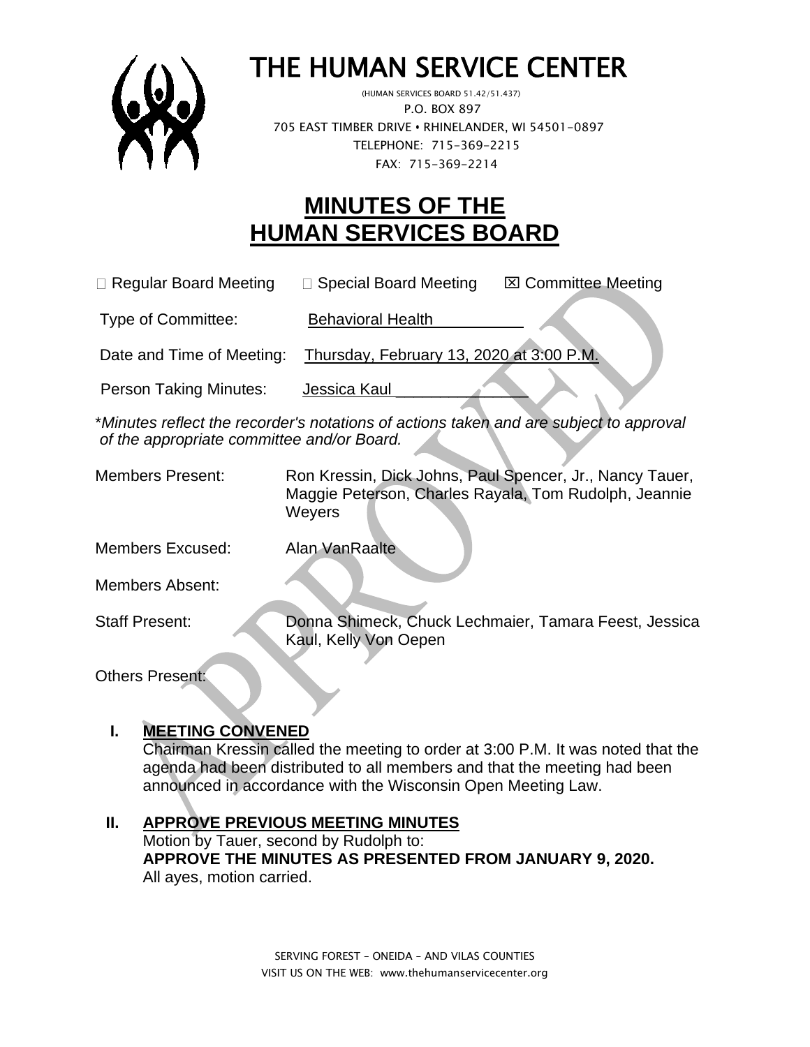# THE HUMAN SERVICE CENTER

(HUMAN SERVICES BOARD 51.42/51.437)
P.O. BOX 897
705 EAST TIMBER DRIVE • RHINELANDER, WI 54501-0897
TELEPHONE: 715-369-2215
FAX: 715-369-2214

# MINUTES OF THE HUMAN SERVICES BOARD

☐ Regular Board Meeting ☐ Special Board Meeting ☒ Committee Meeting

Type of Committee: Behavioral Health

Date and Time of Meeting: Thursday, February 13, 2020 at 3:00 P.M.

Person Taking Minutes: Jessica Kaul

*\*Minutes reflect the recorder's notations of actions taken and are subject to approval of the appropriate committee and/or Board.*

Members Present: Ron Kressin, Dick Johns, Paul Spencer, Jr., Nancy Tauer, Maggie Peterson, Charles Rayala, Tom Rudolph, Jeannie Weyers

Members Excused: Alan VanRaalte

Members Absent:

Staff Present: Donna Shimeck, Chuck Lechmaier, Tamara Feest, Jessica Kaul, Kelly Von Oepen

Others Present:

## I. MEETING CONVENED

Chairman Kressin called the meeting to order at 3:00 P.M. It was noted that the agenda had been distributed to all members and that the meeting had been announced in accordance with the Wisconsin Open Meeting Law.

## II. APPROVE PREVIOUS MEETING MINUTES

Motion by Tauer, second by Rudolph to:
**APPROVE THE MINUTES AS PRESENTED FROM JANUARY 9, 2020.**
All ayes, motion carried.

SERVING FOREST – ONEIDA – AND VILAS COUNTIES
VISIT US ON THE WEB: www.thehumanservicecenter.org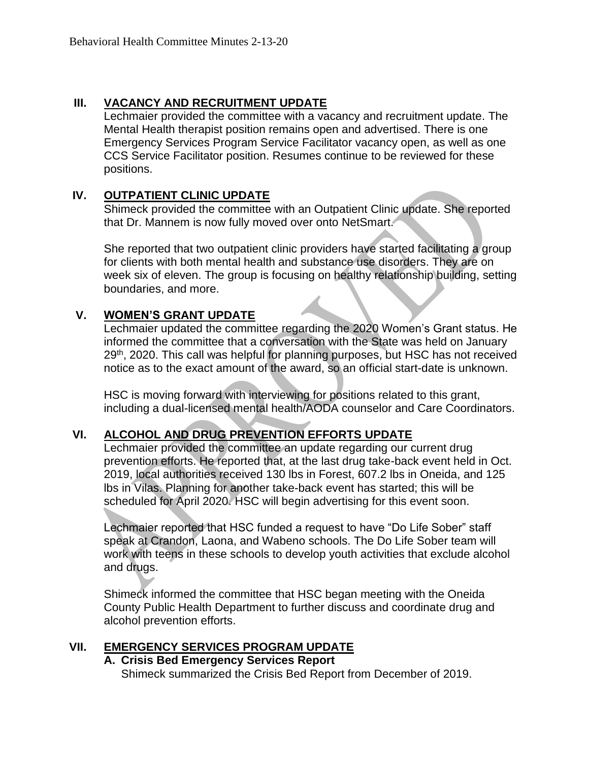## III. VACANCY AND RECRUITMENT UPDATE

Lechmaier provided the committee with a vacancy and recruitment update. The Mental Health therapist position remains open and advertised. There is one Emergency Services Program Service Facilitator vacancy open, as well as one CCS Service Facilitator position. Resumes continue to be reviewed for these positions.

## IV. OUTPATIENT CLINIC UPDATE

Shimeck provided the committee with an Outpatient Clinic update. She reported that Dr. Mannem is now fully moved over onto NetSmart.

She reported that two outpatient clinic providers have started facilitating a group for clients with both mental health and substance use disorders. They are on week six of eleven. The group is focusing on healthy relationship building, setting boundaries, and more.

## V. WOMEN'S GRANT UPDATE

Lechmaier updated the committee regarding the 2020 Women's Grant status. He informed the committee that a conversation with the State was held on January 29th, 2020. This call was helpful for planning purposes, but HSC has not received notice as to the exact amount of the award, so an official start-date is unknown.

HSC is moving forward with interviewing for positions related to this grant, including a dual-licensed mental health/AODA counselor and Care Coordinators.

## VI. ALCOHOL AND DRUG PREVENTION EFFORTS UPDATE

Lechmaier provided the committee an update regarding our current drug prevention efforts. He reported that, at the last drug take-back event held in Oct. 2019, local authorities received 130 lbs in Forest, 607.2 lbs in Oneida, and 125 lbs in Vilas. Planning for another take-back event has started; this will be scheduled for April 2020. HSC will begin advertising for this event soon.

Lechmaier reported that HSC funded a request to have "Do Life Sober" staff speak at Crandon, Laona, and Wabeno schools. The Do Life Sober team will work with teens in these schools to develop youth activities that exclude alcohol and drugs.

Shimeck informed the committee that HSC began meeting with the Oneida County Public Health Department to further discuss and coordinate drug and alcohol prevention efforts.

## VII. EMERGENCY SERVICES PROGRAM UPDATE

### A. Crisis Bed Emergency Services Report

Shimeck summarized the Crisis Bed Report from December of 2019.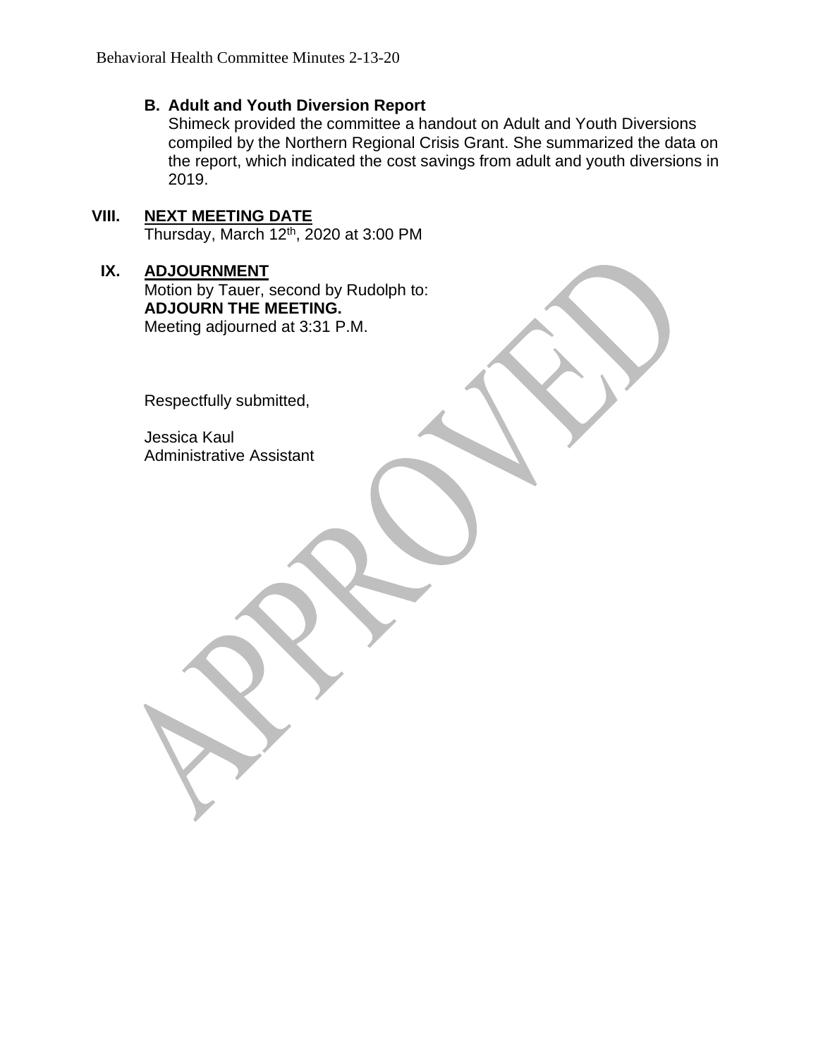### B. Adult and Youth Diversion Report

Shimeck provided the committee a handout on Adult and Youth Diversions compiled by the Northern Regional Crisis Grant. She summarized the data on the report, which indicated the cost savings from adult and youth diversions in 2019.

## VIII. NEXT MEETING DATE

Thursday, March 12th, 2020 at 3:00 PM

## IX. ADJOURNMENT

Motion by Tauer, second by Rudolph to:
**ADJOURN THE MEETING.**
Meeting adjourned at 3:31 P.M.

Respectfully submitted,

Jessica Kaul
Administrative Assistant

APPROVED